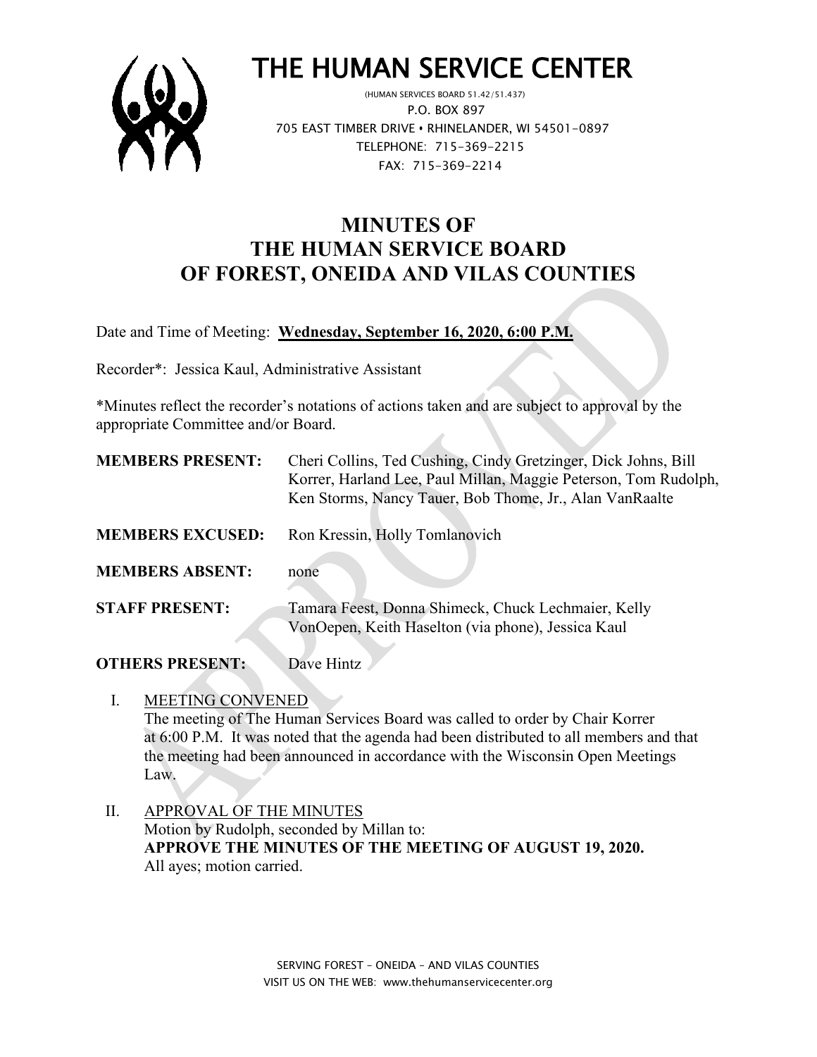# THE HUMAN SERVICE CENTER

(HUMAN SERVICES BOARD 51.42/51.437)
P.O. BOX 897
705 EAST TIMBER DRIVE • RHINELANDER, WI 54501-0897
TELEPHONE: 715-369-2215
FAX: 715-369-2214

## MINUTES OF THE HUMAN SERVICE BOARD OF FOREST, ONEIDA AND VILAS COUNTIES

Date and Time of Meeting: **Wednesday, September 16, 2020, 6:00 P.M.**

Recorder*: Jessica Kaul, Administrative Assistant

*Minutes reflect the recorder's notations of actions taken and are subject to approval by the appropriate Committee and/or Board.

**MEMBERS PRESENT:** Cheri Collins, Ted Cushing, Cindy Gretzinger, Dick Johns, Bill Korrer, Harland Lee, Paul Millan, Maggie Peterson, Tom Rudolph, Ken Storms, Nancy Tauer, Bob Thome, Jr., Alan VanRaalte

**MEMBERS EXCUSED:** Ron Kressin, Holly Tomlanovich

**MEMBERS ABSENT:** none

**STAFF PRESENT:** Tamara Feest, Donna Shimeck, Chuck Lechmaier, Kelly VonOepen, Keith Haselton (via phone), Jessica Kaul

**OTHERS PRESENT:** Dave Hintz

I. MEETING CONVENED
The meeting of The Human Services Board was called to order by Chair Korrer at 6:00 P.M. It was noted that the agenda had been distributed to all members and that the meeting had been announced in accordance with the Wisconsin Open Meetings Law.

II. APPROVAL OF THE MINUTES
Motion by Rudolph, seconded by Millan to:
**APPROVE THE MINUTES OF THE MEETING OF AUGUST 19, 2020.**
All ayes; motion carried.

SERVING FOREST – ONEIDA – AND VILAS COUNTIES
VISIT US ON THE WEB: www.thehumanservicecenter.org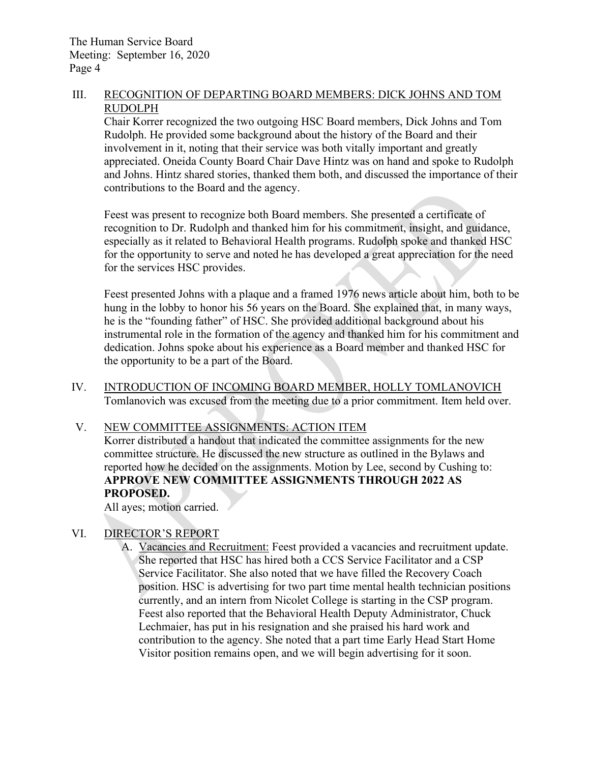## III. RECOGNITION OF DEPARTING BOARD MEMBERS: DICK JOHNS AND TOM RUDOLPH

Chair Korrer recognized the two outgoing HSC Board members, Dick Johns and Tom Rudolph. He provided some background about the history of the Board and their involvement in it, noting that their service was both vitally important and greatly appreciated. Oneida County Board Chair Dave Hintz was on hand and spoke to Rudolph and Johns. Hintz shared stories, thanked them both, and discussed the importance of their contributions to the Board and the agency.

Feest was present to recognize both Board members. She presented a certificate of recognition to Dr. Rudolph and thanked him for his commitment, insight, and guidance, especially as it related to Behavioral Health programs. Rudolph spoke and thanked HSC for the opportunity to serve and noted he has developed a great appreciation for the need for the services HSC provides.

Feest presented Johns with a plaque and a framed 1976 news article about him, both to be hung in the lobby to honor his 56 years on the Board. She explained that, in many ways, he is the "founding father" of HSC. She provided additional background about his instrumental role in the formation of the agency and thanked him for his commitment and dedication. Johns spoke about his experience as a Board member and thanked HSC for the opportunity to be a part of the Board.

## IV. INTRODUCTION OF INCOMING BOARD MEMBER, HOLLY TOMLANOVICH

Tomlanovich was excused from the meeting due to a prior commitment. Item held over.

## V. NEW COMMITTEE ASSIGNMENTS: ACTION ITEM

Korrer distributed a handout that indicated the committee assignments for the new committee structure. He discussed the new structure as outlined in the Bylaws and reported how he decided on the assignments. Motion by Lee, second by Cushing to: **APPROVE NEW COMMITTEE ASSIGNMENTS THROUGH 2022 AS PROPOSED.**

All ayes; motion carried.

## VI. DIRECTOR'S REPORT

A. Vacancies and Recruitment: Feest provided a vacancies and recruitment update. She reported that HSC has hired both a CCS Service Facilitator and a CSP Service Facilitator. She also noted that we have filled the Recovery Coach position. HSC is advertising for two part time mental health technician positions currently, and an intern from Nicolet College is starting in the CSP program. Feest also reported that the Behavioral Health Deputy Administrator, Chuck Lechmaier, has put in his resignation and she praised his hard work and contribution to the agency. She noted that a part time Early Head Start Home Visitor position remains open, and we will begin advertising for it soon.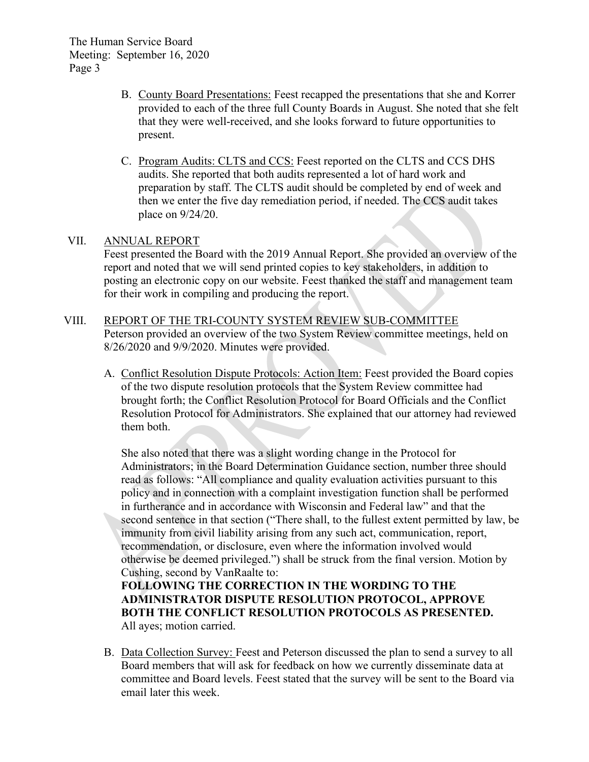B. County Board Presentations: Feest recapped the presentations that she and Korrer provided to each of the three full County Boards in August. She noted that she felt that they were well-received, and she looks forward to future opportunities to present.

C. Program Audits: CLTS and CCS: Feest reported on the CLTS and CCS DHS audits. She reported that both audits represented a lot of hard work and preparation by staff. The CLTS audit should be completed by end of week and then we enter the five day remediation period, if needed. The CCS audit takes place on 9/24/20.

## VII. ANNUAL REPORT

Feest presented the Board with the 2019 Annual Report. She provided an overview of the report and noted that we will send printed copies to key stakeholders, in addition to posting an electronic copy on our website. Feest thanked the staff and management team for their work in compiling and producing the report.

## VIII. REPORT OF THE TRI-COUNTY SYSTEM REVIEW SUB-COMMITTEE

Peterson provided an overview of the two System Review committee meetings, held on 8/26/2020 and 9/9/2020. Minutes were provided.

A. Conflict Resolution Dispute Protocols: Action Item: Feest provided the Board copies of the two dispute resolution protocols that the System Review committee had brought forth; the Conflict Resolution Protocol for Board Officials and the Conflict Resolution Protocol for Administrators. She explained that our attorney had reviewed them both.

She also noted that there was a slight wording change in the Protocol for Administrators; in the Board Determination Guidance section, number three should read as follows: "All compliance and quality evaluation activities pursuant to this policy and in connection with a complaint investigation function shall be performed in furtherance and in accordance with Wisconsin and Federal law" and that the second sentence in that section ("There shall, to the fullest extent permitted by law, be immunity from civil liability arising from any such act, communication, report, recommendation, or disclosure, even where the information involved would otherwise be deemed privileged.") shall be struck from the final version. Motion by Cushing, second by VanRaalte to:

**FOLLOWING THE CORRECTION IN THE WORDING TO THE ADMINISTRATOR DISPUTE RESOLUTION PROTOCOL, APPROVE BOTH THE CONFLICT RESOLUTION PROTOCOLS AS PRESENTED.**

All ayes; motion carried.

B. Data Collection Survey: Feest and Peterson discussed the plan to send a survey to all Board members that will ask for feedback on how we currently disseminate data at committee and Board levels. Feest stated that the survey will be sent to the Board via email later this week.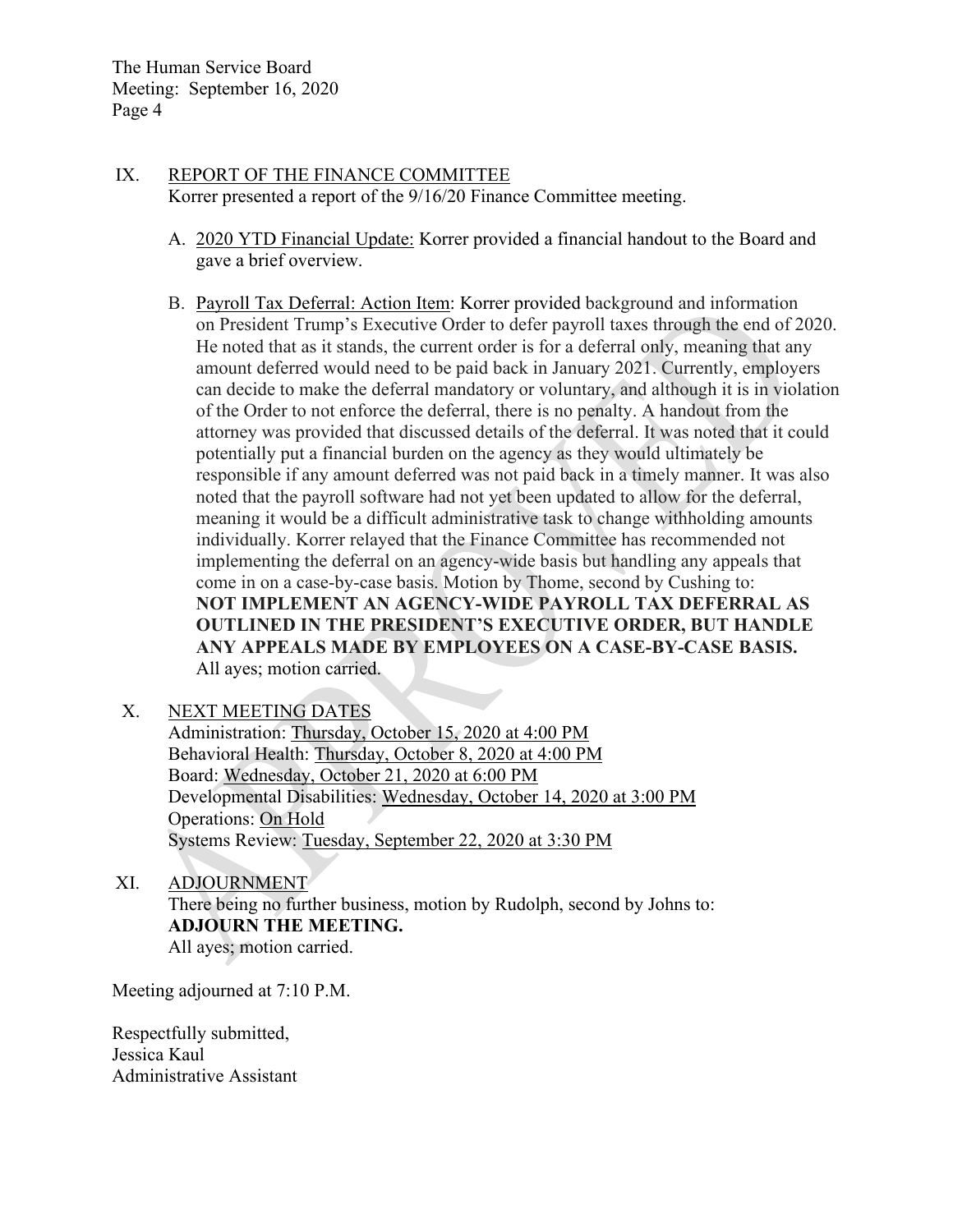IX. REPORT OF THE FINANCE COMMITTEE

Korrer presented a report of the 9/16/20 Finance Committee meeting.

A. 2020 YTD Financial Update: Korrer provided a financial handout to the Board and gave a brief overview.

B. Payroll Tax Deferral: Action Item: Korrer provided background and information on President Trump's Executive Order to defer payroll taxes through the end of 2020. He noted that as it stands, the current order is for a deferral only, meaning that any amount deferred would need to be paid back in January 2021. Currently, employers can decide to make the deferral mandatory or voluntary, and although it is in violation of the Order to not enforce the deferral, there is no penalty. A handout from the attorney was provided that discussed details of the deferral. It was noted that it could potentially put a financial burden on the agency as they would ultimately be responsible if any amount deferred was not paid back in a timely manner. It was also noted that the payroll software had not yet been updated to allow for the deferral, meaning it would be a difficult administrative task to change withholding amounts individually. Korrer relayed that the Finance Committee has recommended not implementing the deferral on an agency-wide basis but handling any appeals that come in on a case-by-case basis. Motion by Thome, second by Cushing to: **NOT IMPLEMENT AN AGENCY-WIDE PAYROLL TAX DEFERRAL AS OUTLINED IN THE PRESIDENT'S EXECUTIVE ORDER, BUT HANDLE ANY APPEALS MADE BY EMPLOYEES ON A CASE-BY-CASE BASIS.** All ayes; motion carried.

X. NEXT MEETING DATES

Administration: Thursday, October 15, 2020 at 4:00 PM
Behavioral Health: Thursday, October 8, 2020 at 4:00 PM
Board: Wednesday, October 21, 2020 at 6:00 PM
Developmental Disabilities: Wednesday, October 14, 2020 at 3:00 PM
Operations: On Hold
Systems Review: Tuesday, September 22, 2020 at 3:30 PM

XI. ADJOURNMENT

There being no further business, motion by Rudolph, second by Johns to: **ADJOURN THE MEETING.**
All ayes; motion carried.

Meeting adjourned at 7:10 P.M.

Respectfully submitted,
Jessica Kaul
Administrative Assistant